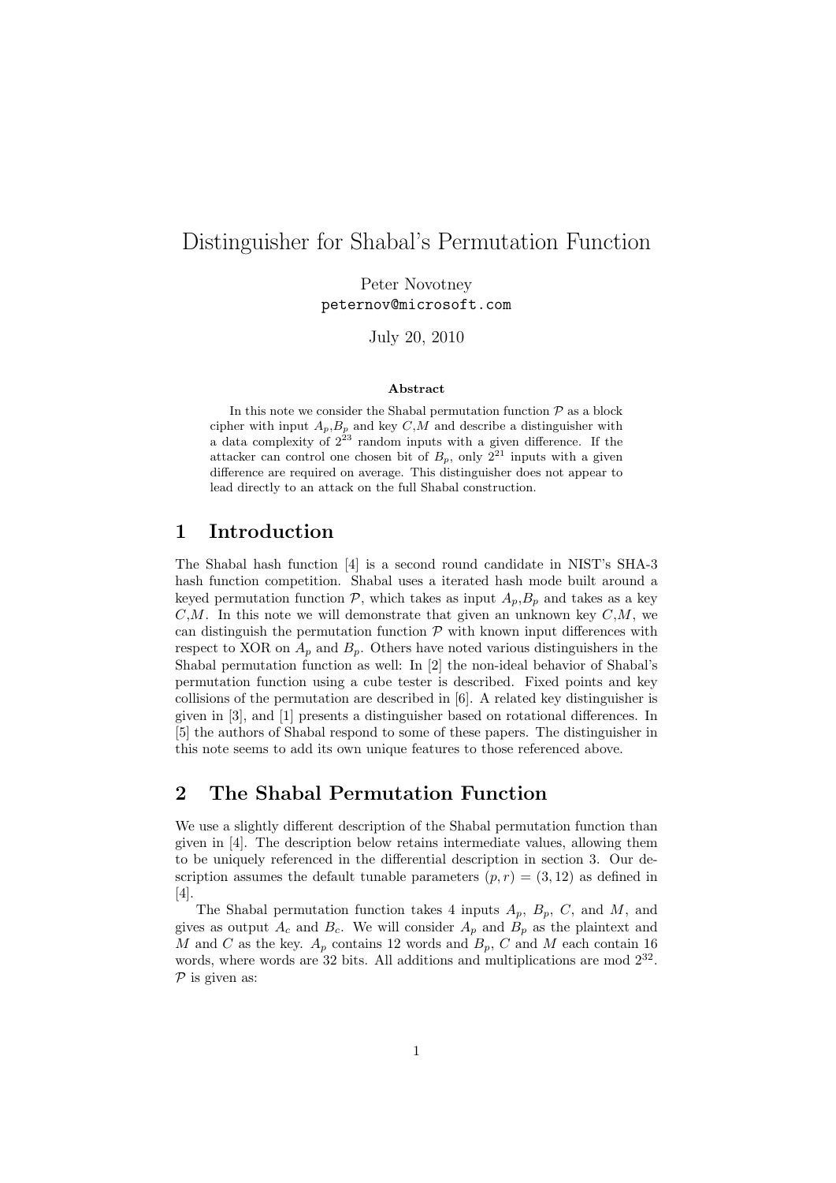# Distinguisher for Shabal's Permutation Function

Peter Novotney
`peternov@microsoft.com`

July 20, 2010

### Abstract

In this note we consider the Shabal permutation function $\mathcal{P}$ as a block cipher with input $A_p$,$B_p$ and key $C$,$M$ and describe a distinguisher with a data complexity of $2^{23}$ random inputs with a given difference. If the attacker can control one chosen bit of $B_p$, only $2^{21}$ inputs with a given difference are required on average. This distinguisher does not appear to lead directly to an attack on the full Shabal construction.

## 1 Introduction

The Shabal hash function [4] is a second round candidate in NIST's SHA-3 hash function competition. Shabal uses a iterated hash mode built around a keyed permutation function $\mathcal{P}$, which takes as input $A_p$,$B_p$ and takes as a key $C$,$M$. In this note we will demonstrate that given an unknown key $C$,$M$, we can distinguish the permutation function $\mathcal{P}$ with known input differences with respect to XOR on $A_p$ and $B_p$. Others have noted various distinguishers in the Shabal permutation function as well: In [2] the non-ideal behavior of Shabal's permutation function using a cube tester is described. Fixed points and key collisions of the permutation are described in [6]. A related key distinguisher is given in [3], and [1] presents a distinguisher based on rotational differences. In [5] the authors of Shabal respond to some of these papers. The distinguisher in this note seems to add its own unique features to those referenced above.

## 2 The Shabal Permutation Function

We use a slightly different description of the Shabal permutation function than given in [4]. The description below retains intermediate values, allowing them to be uniquely referenced in the differential description in section 3. Our description assumes the default tunable parameters $(p, r) = (3, 12)$ as defined in [4].

The Shabal permutation function takes 4 inputs $A_p$, $B_p$, $C$, and $M$, and gives as output $A_c$ and $B_c$. We will consider $A_p$ and $B_p$ as the plaintext and $M$ and $C$ as the key. $A_p$ contains 12 words and $B_p$, $C$ and $M$ each contain 16 words, where words are 32 bits. All additions and multiplications are mod $2^{32}$. $\mathcal{P}$ is given as: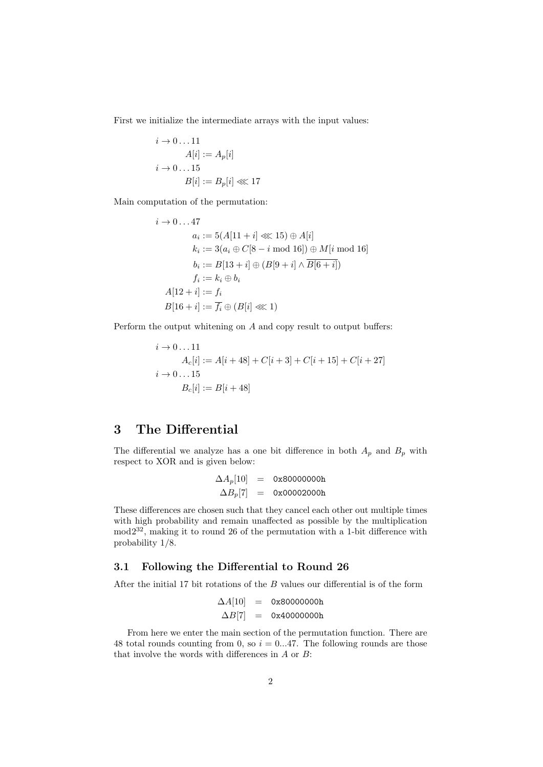First we initialize the intermediate arrays with the input values:

$$
\begin{aligned}
& i \rightarrow 0 \ldots 11 \\
& \qquad A[i] := A_p[i] \\
& i \rightarrow 0 \ldots 15 \\
& \qquad B[i] := B_p[i] \lll 17
\end{aligned}
$$

Main computation of the permutation:

$$
\begin{aligned}
& i \rightarrow 0 \ldots 47 \\
& \qquad a_i := 5(A[11+i] \lll 15) \oplus A[i] \\
& \qquad k_i := 3(a_i \oplus C[8-i \bmod 16]) \oplus M[i \bmod 16] \\
& \qquad b_i := B[13+i] \oplus (B[9+i] \wedge \overline{B[6+i]}) \\
& \qquad f_i := k_i \oplus b_i \\
& A[12+i] := f_i \\
& B[16+i] := \overline{f_i} \oplus (B[i] \lll 1)
\end{aligned}
$$

Perform the output whitening on $A$ and copy result to output buffers:

$$
\begin{aligned}
& i \rightarrow 0 \ldots 11 \\
& \qquad A_c[i] := A[i+48] + C[i+3] + C[i+15] + C[i+27] \\
& i \rightarrow 0 \ldots 15 \\
& \qquad B_c[i] := B[i+48]
\end{aligned}
$$

## 3 The Differential

The differential we analyze has a one bit difference in both $A_p$ and $B_p$ with respect to XOR and is given below:

$$
\begin{aligned}
\Delta A_p[10] &= \texttt{0x80000000h} \\
\Delta B_p[7] &= \texttt{0x00002000h}
\end{aligned}
$$

These differences are chosen such that they cancel each other out multiple times with high probability and remain unaffected as possible by the multiplication $\bmod 2^{32}$, making it to round 26 of the permutation with a 1-bit difference with probability 1/8.

### 3.1 Following the Differential to Round 26

After the initial 17 bit rotations of the $B$ values our differential is of the form

$$
\begin{aligned}
\Delta A[10] &= \texttt{0x80000000h} \\
\Delta B[7] &= \texttt{0x40000000h}
\end{aligned}
$$

From here we enter the main section of the permutation function. There are 48 total rounds counting from 0, so $i = 0...47$. The following rounds are those that involve the words with differences in $A$ or $B$: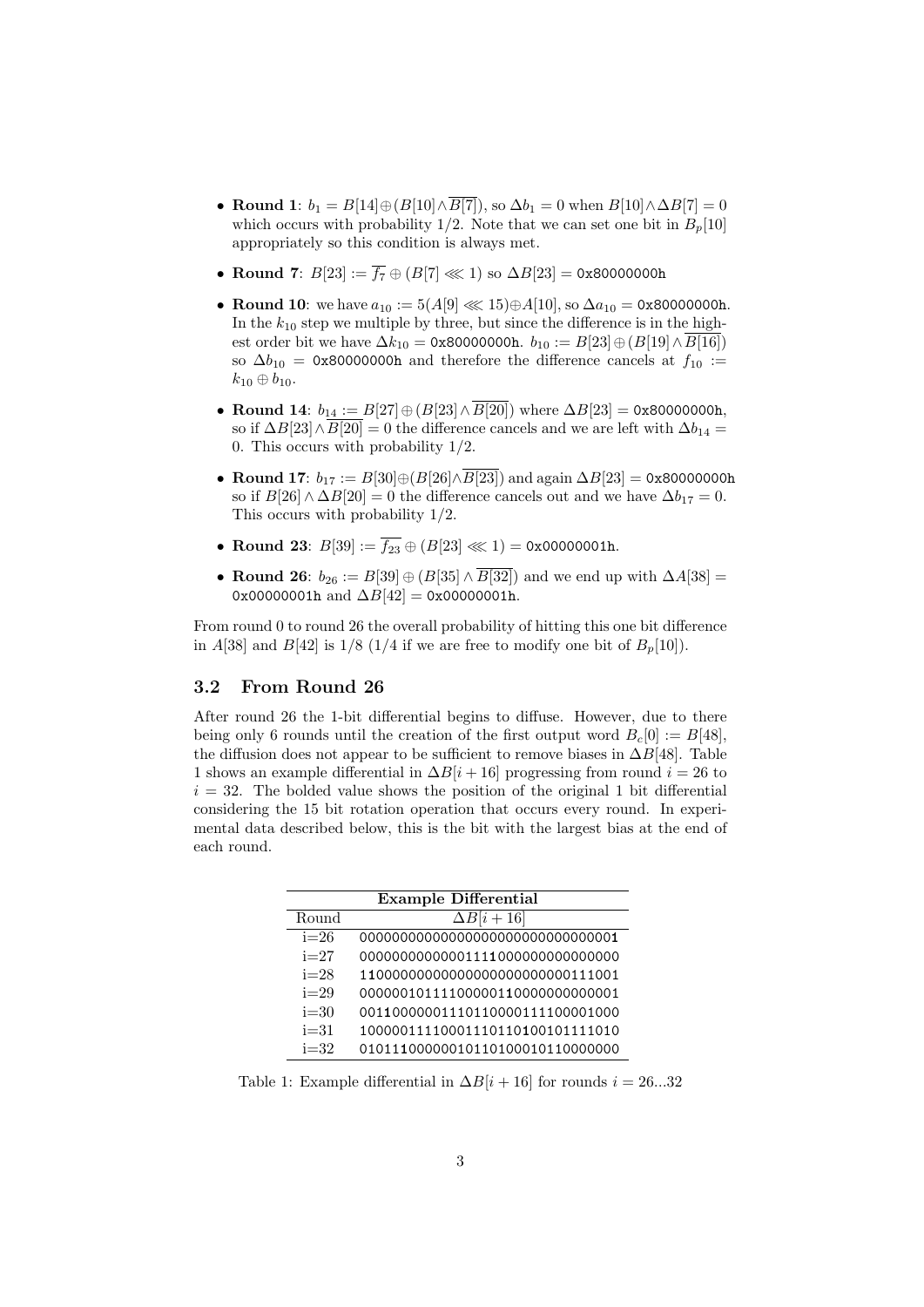- **Round 1**: $b_1 = B[14] \oplus (B[10] \wedge \overline{B[7]})$, so $\Delta b_1 = 0$ when $B[10] \wedge \Delta B[7] = 0$ which occurs with probability 1/2. Note that we can set one bit in $B_p[10]$ appropriately so this condition is always met.
- **Round 7**: $B[23] := \overline{f_7} \oplus (B[7] \lll 1)$ so $\Delta B[23] = \texttt{0x80000000h}$
- **Round 10**: we have $a_{10} := 5(A[9] \lll 15) \oplus A[10]$, so $\Delta a_{10} = \texttt{0x80000000h}$. In the $k_{10}$ step we multiple by three, but since the difference is in the highest order bit we have $\Delta k_{10} = \texttt{0x80000000h}$. $b_{10} := B[23] \oplus (B[19] \wedge \overline{B[16]})$ so $\Delta b_{10} = \texttt{0x80000000h}$ and therefore the difference cancels at $f_{10} := k_{10} \oplus b_{10}$.
- **Round 14**: $b_{14} := B[27] \oplus (B[23] \wedge \overline{B[20]})$ where $\Delta B[23] = \texttt{0x80000000h}$, so if $\Delta B[23] \wedge \overline{B[20]} = 0$ the difference cancels and we are left with $\Delta b_{14} = 0$. This occurs with probability 1/2.
- **Round 17**: $b_{17} := B[30] \oplus (B[26] \wedge \overline{B[23]})$ and again $\Delta B[23] = \texttt{0x80000000h}$ so if $B[26] \wedge \Delta B[20] = 0$ the difference cancels out and we have $\Delta b_{17} = 0$. This occurs with probability 1/2.
- **Round 23**: $B[39] := \overline{f_{23}} \oplus (B[23] \lll 1) = \texttt{0x00000001h}$.
- **Round 26**: $b_{26} := B[39] \oplus (B[35] \wedge \overline{B[32]})$ and we end up with $\Delta A[38] = \texttt{0x00000001h}$ and $\Delta B[42] = \texttt{0x00000001h}$.

From round 0 to round 26 the overall probability of hitting this one bit difference in $A[38]$ and $B[42]$ is 1/8 (1/4 if we are free to modify one bit of $B_p[10]$).

### 3.2 From Round 26

After round 26 the 1-bit differential begins to diffuse. However, due to there being only 6 rounds until the creation of the first output word $B_c[0] := B[48]$, the diffusion does not appear to be sufficient to remove biases in $\Delta B[48]$. Table 1 shows an example differential in $\Delta B[i+16]$ progressing from round $i = 26$ to $i = 32$. The bolded value shows the position of the original 1 bit differential considering the 15 bit rotation operation that occurs every round. In experimental data described below, this is the bit with the largest bias at the end of each round.

| **Example Differential** | |
|---|---|
| Round | $\Delta B[i+16]$ |
| i=26 | 0000000000000000000000000000000**1** |
| i=27 | 0000000000000001111**1**000000000000000 |
| i=28 | 1**1**000000000000000000000000111001 |
| i=29 | 0000001011110000011**0**000000000001 |
| i=30 | 001**1**0000001110110000111100001000 |
| i=31 | 100000111100011101101**0**0101111010 |
| i=32 | 01011**1**00000010110100010110000000 |

Table 1: Example differential in $\Delta B[i+16]$ for rounds $i = 26...32$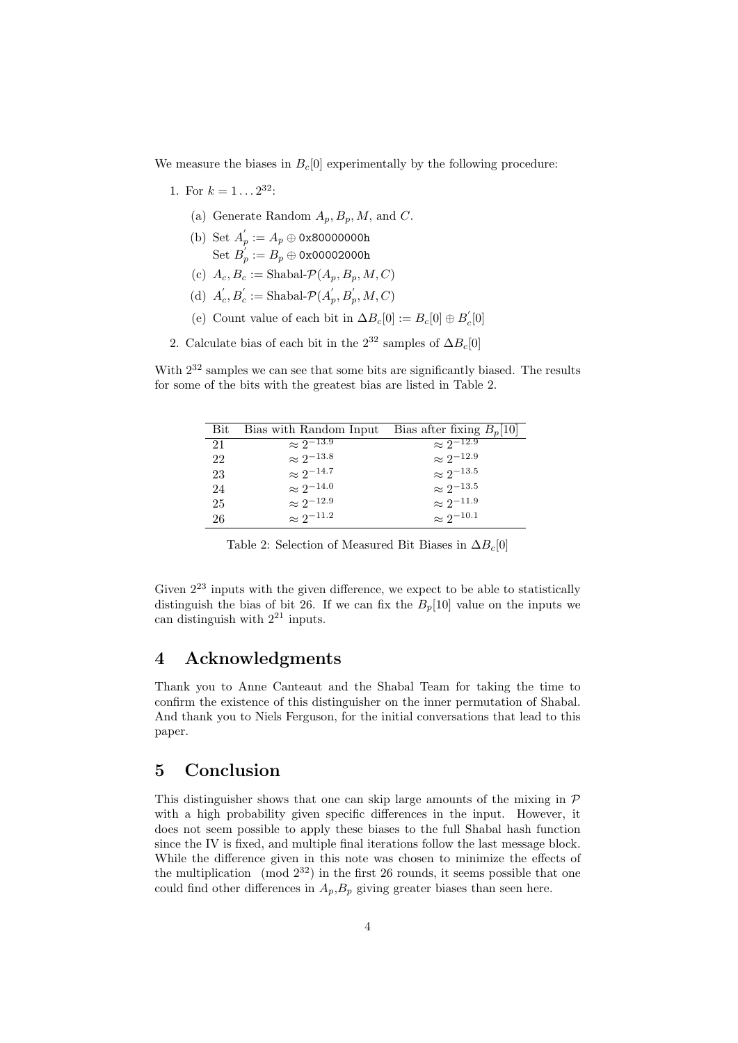We measure the biases in $B_c[0]$ experimentally by the following procedure:

1. For $k = 1 \dots 2^{32}$:
   (a) Generate Random $A_p, B_p, M$, and $C$.
   (b) Set $A_p^{'} := A_p \oplus$ `0x80000000h`
   Set $B_p^{'} := B_p \oplus$ `0x00002000h`
   (c) $A_c, B_c :=$ Shabal-$\mathcal{P}(A_p, B_p, M, C)$
   (d) $A_c^{'}, B_c^{'} :=$ Shabal-$\mathcal{P}(A_p^{'}, B_p^{'}, M, C)$
   (e) Count value of each bit in $\Delta B_c[0] := B_c[0] \oplus B_c^{'}[0]$
2. Calculate bias of each bit in the $2^{32}$ samples of $\Delta B_c[0]$

With $2^{32}$ samples we can see that some bits are significantly biased. The results for some of the bits with the greatest bias are listed in Table 2.

| Bit | Bias with Random Input | Bias after fixing $B_p[10]$ |
|---|---|---|
| 21 | $\approx 2^{-13.9}$ | $\approx 2^{-12.9}$ |
| 22 | $\approx 2^{-13.8}$ | $\approx 2^{-12.9}$ |
| 23 | $\approx 2^{-14.7}$ | $\approx 2^{-13.5}$ |
| 24 | $\approx 2^{-14.0}$ | $\approx 2^{-13.5}$ |
| 25 | $\approx 2^{-12.9}$ | $\approx 2^{-11.9}$ |
| 26 | $\approx 2^{-11.2}$ | $\approx 2^{-10.1}$ |

Table 2: Selection of Measured Bit Biases in $\Delta B_c[0]$

Given $2^{23}$ inputs with the given difference, we expect to be able to statistically distinguish the bias of bit 26. If we can fix the $B_p[10]$ value on the inputs we can distinguish with $2^{21}$ inputs.

# 4 Acknowledgments

Thank you to Anne Canteaut and the Shabal Team for taking the time to confirm the existence of this distinguisher on the inner permutation of Shabal. And thank you to Niels Ferguson, for the initial conversations that lead to this paper.

# 5 Conclusion

This distinguisher shows that one can skip large amounts of the mixing in $\mathcal{P}$ with a high probability given specific differences in the input. However, it does not seem possible to apply these biases to the full Shabal hash function since the IV is fixed, and multiple final iterations follow the last message block. While the difference given in this note was chosen to minimize the effects of the multiplication $\pmod{2^{32}}$ in the first 26 rounds, it seems possible that one could find other differences in $A_p$,$B_p$ giving greater biases than seen here.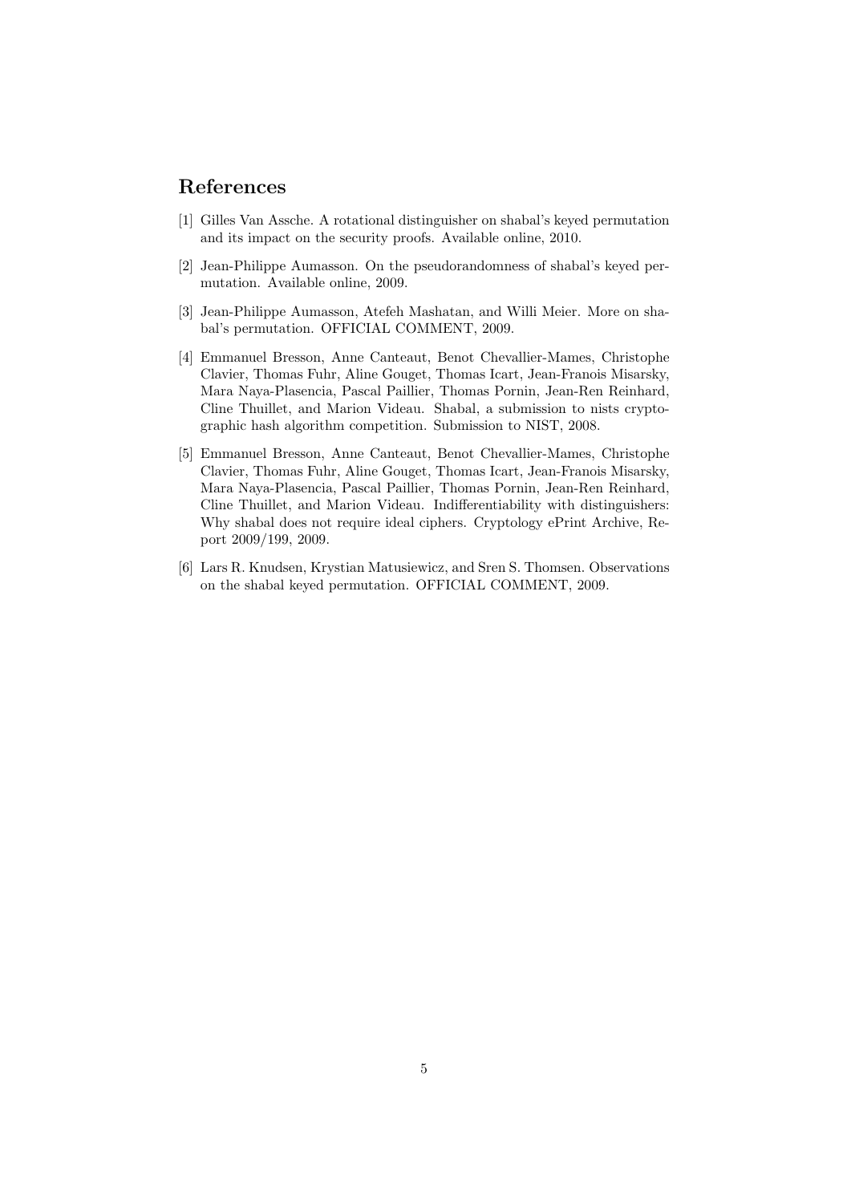## References

[1] Gilles Van Assche. A rotational distinguisher on shabal's keyed permutation and its impact on the security proofs. Available online, 2010.

[2] Jean-Philippe Aumasson. On the pseudorandomness of shabal's keyed permutation. Available online, 2009.

[3] Jean-Philippe Aumasson, Atefeh Mashatan, and Willi Meier. More on shabal's permutation. OFFICIAL COMMENT, 2009.

[4] Emmanuel Bresson, Anne Canteaut, Benot Chevallier-Mames, Christophe Clavier, Thomas Fuhr, Aline Gouget, Thomas Icart, Jean-Franois Misarsky, Mara Naya-Plasencia, Pascal Paillier, Thomas Pornin, Jean-Ren Reinhard, Cline Thuillet, and Marion Videau. Shabal, a submission to nists cryptographic hash algorithm competition. Submission to NIST, 2008.

[5] Emmanuel Bresson, Anne Canteaut, Benot Chevallier-Mames, Christophe Clavier, Thomas Fuhr, Aline Gouget, Thomas Icart, Jean-Franois Misarsky, Mara Naya-Plasencia, Pascal Paillier, Thomas Pornin, Jean-Ren Reinhard, Cline Thuillet, and Marion Videau. Indifferentiability with distinguishers: Why shabal does not require ideal ciphers. Cryptology ePrint Archive, Report 2009/199, 2009.

[6] Lars R. Knudsen, Krystian Matusiewicz, and Sren S. Thomsen. Observations on the shabal keyed permutation. OFFICIAL COMMENT, 2009.